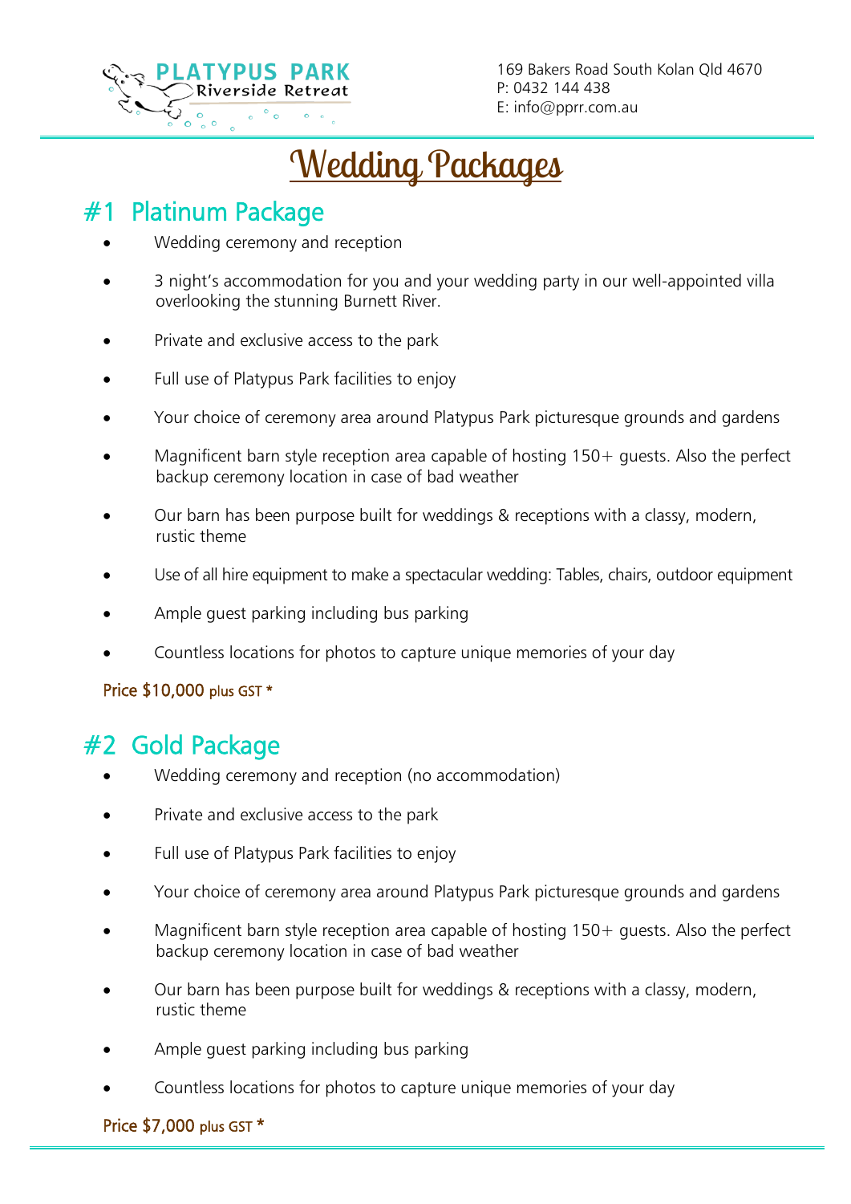PLATYPUS PARK
Riverside Retreat

169 Bakers Road South Kolan Qld 4670
P: 0432 144 438
E: info@pprr.com.au

# Wedding Packages

## #1 Platinum Package

- Wedding ceremony and reception
- 3 night's accommodation for you and your wedding party in our well-appointed villa overlooking the stunning Burnett River.
- Private and exclusive access to the park
- Full use of Platypus Park facilities to enjoy
- Your choice of ceremony area around Platypus Park picturesque grounds and gardens
- Magnificent barn style reception area capable of hosting 150+ guests. Also the perfect backup ceremony location in case of bad weather
- Our barn has been purpose built for weddings & receptions with a classy, modern, rustic theme
- Use of all hire equipment to make a spectacular wedding: Tables, chairs, outdoor equipment
- Ample guest parking including bus parking
- Countless locations for photos to capture unique memories of your day

Price $10,000 plus GST *

## #2 Gold Package

- Wedding ceremony and reception (no accommodation)
- Private and exclusive access to the park
- Full use of Platypus Park facilities to enjoy
- Your choice of ceremony area around Platypus Park picturesque grounds and gardens
- Magnificent barn style reception area capable of hosting 150+ guests. Also the perfect backup ceremony location in case of bad weather
- Our barn has been purpose built for weddings & receptions with a classy, modern, rustic theme
- Ample guest parking including bus parking
- Countless locations for photos to capture unique memories of your day

Price $7,000 plus GST *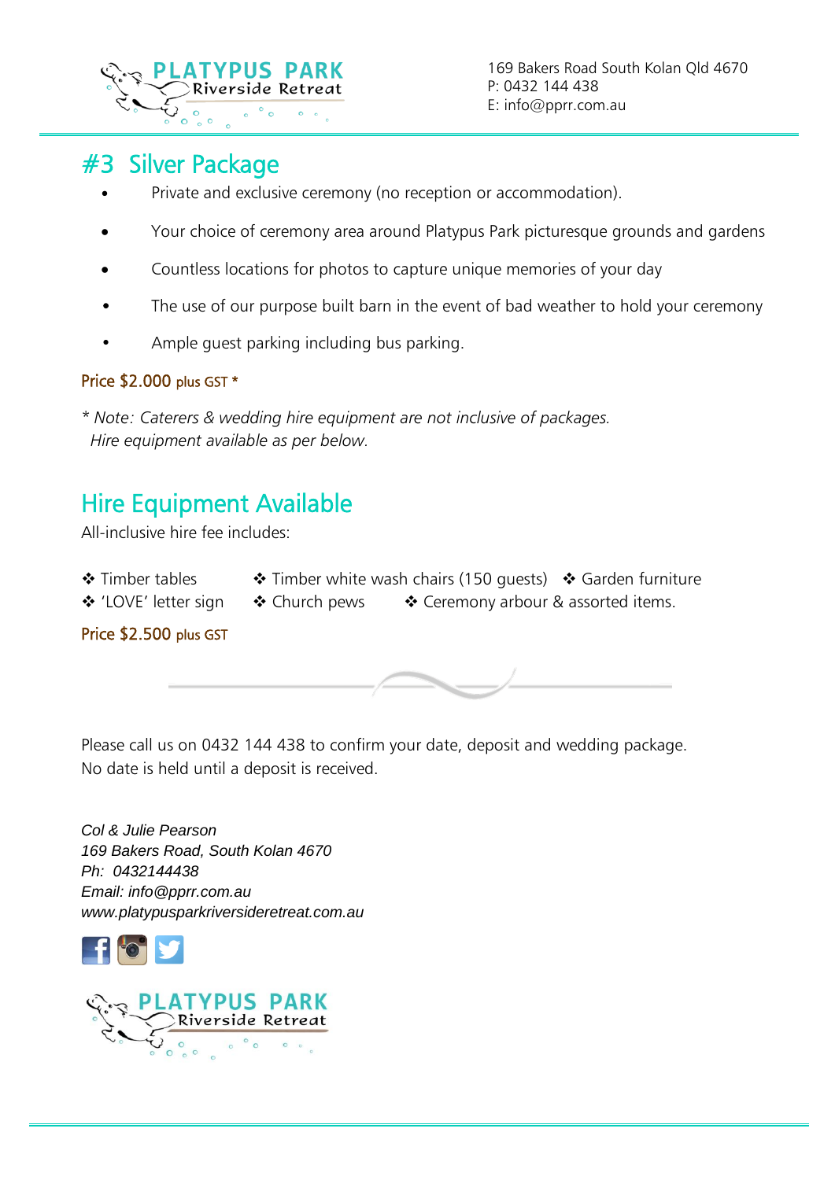169 Bakers Road South Kolan Qld 4670
P: 0432 144 438
E: info@pprr.com.au

## #3 Silver Package

- Private and exclusive ceremony (no reception or accommodation).
- Your choice of ceremony area around Platypus Park picturesque grounds and gardens
- Countless locations for photos to capture unique memories of your day
- The use of our purpose built barn in the event of bad weather to hold your ceremony
- Ample guest parking including bus parking.

Price $2.000 plus GST *

*\* Note: Caterers & wedding hire equipment are not inclusive of packages.*
*Hire equipment available as per below.*

## Hire Equipment Available

All-inclusive hire fee includes:

❖ Timber tables ❖ Timber white wash chairs (150 guests) ❖ Garden furniture
❖ 'LOVE' letter sign ❖ Church pews ❖ Ceremony arbour & assorted items.

Price $2.500 plus GST

Please call us on 0432 144 438 to confirm your date, deposit and wedding package.
No date is held until a deposit is received.

*Col & Julie Pearson*
*169 Bakers Road, South Kolan 4670*
*Ph: 0432144438*
*Email: info@pprr.com.au*
*www.platypusparkriversideretreat.com.au*

PLATYPUS PARK
Riverside Retreat